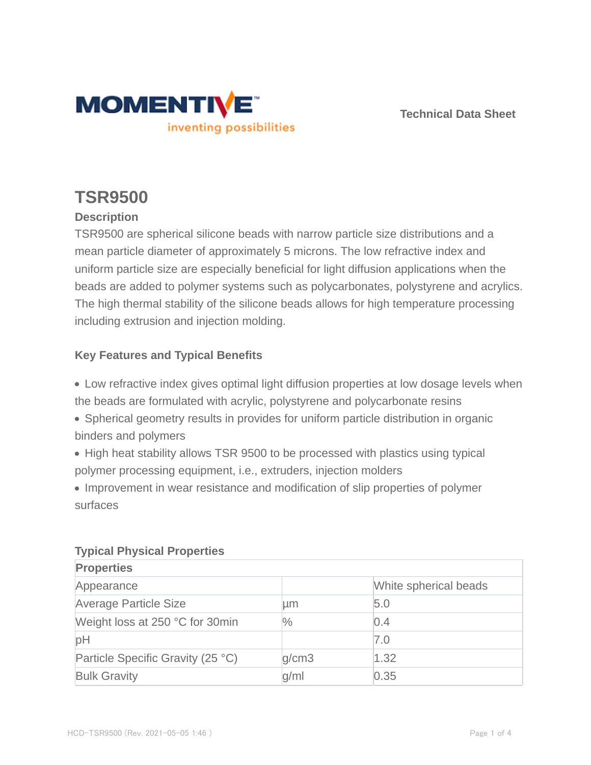MOMENTIVE

inventing possibilities

Technical Data Sheet

# TSR9500

## Description

TSR9500 are spherical silicone beads with narrow particle size distributions and a mean particle diameter of approximately 5 microns. The low refractive index and uniform particle size are especially beneficial for light diffusion applications when the beads are added to polymer systems such as polycarbonates, polystyrene and acrylics. The high thermal stability of the silicone beads allows for high temperature processing including extrusion and injection molding.

## Key Features and Typical Benefits

- Low refractive index gives optimal light diffusion properties at low dosage levels when the beads are formulated with acrylic, polystyrene and polycarbonate resins
- Spherical geometry results in provides for uniform particle distribution in organic binders and polymers
- High heat stability allows TSR 9500 to be processed with plastics using typical polymer processing equipment, i.e., extruders, injection molders
- Improvement in wear resistance and modification of slip properties of polymer surfaces

## Typical Physical Properties

| Properties | | |
|---|---|---|
| Appearance | | White spherical beads |
| Average Particle Size | µm | 5.0 |
| Weight loss at 250 °C for 30min | % | 0.4 |
| pH | | 7.0 |
| Particle Specific Gravity (25 °C) | g/cm3 | 1.32 |
| Bulk Gravity | g/ml | 0.35 |

HCD-TSR9500 (Rev. 2021-05-05 1:46 )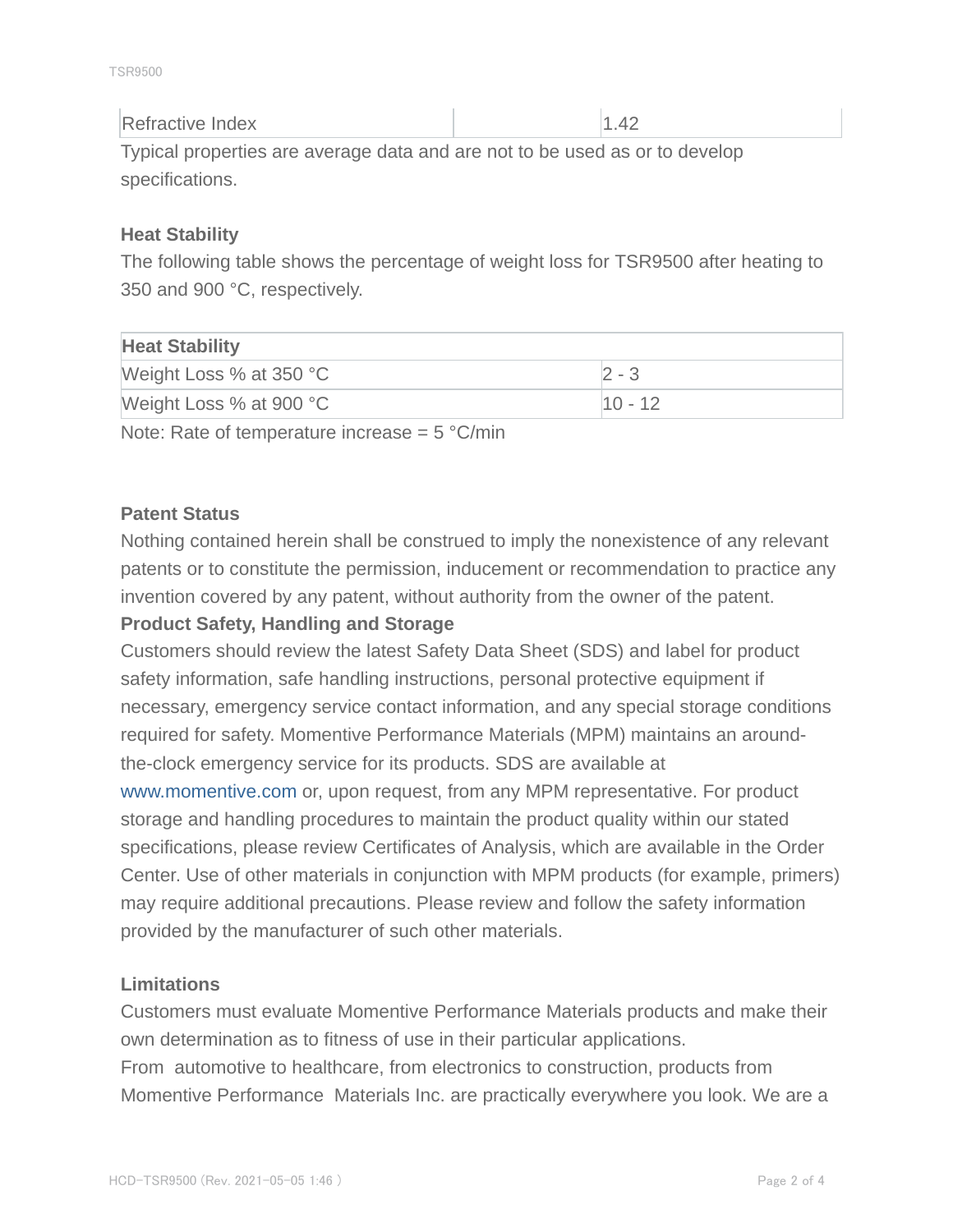| Refractive Index | | 1.42 |
|---|---|---|

Typical properties are average data and are not to be used as or to develop specifications.

## Heat Stability

The following table shows the percentage of weight loss for TSR9500 after heating to 350 and 900 °C, respectively.

| Heat Stability | |
|---|---|
| Weight Loss % at 350 °C | 2 - 3 |
| Weight Loss % at 900 °C | 10 - 12 |

Note: Rate of temperature increase = 5 °C/min

## Patent Status

Nothing contained herein shall be construed to imply the nonexistence of any relevant patents or to constitute the permission, inducement or recommendation to practice any invention covered by any patent, without authority from the owner of the patent.

## Product Safety, Handling and Storage

Customers should review the latest Safety Data Sheet (SDS) and label for product safety information, safe handling instructions, personal protective equipment if necessary, emergency service contact information, and any special storage conditions required for safety. Momentive Performance Materials (MPM) maintains an around-the-clock emergency service for its products. SDS are available at www.momentive.com or, upon request, from any MPM representative. For product storage and handling procedures to maintain the product quality within our stated specifications, please review Certificates of Analysis, which are available in the Order Center. Use of other materials in conjunction with MPM products (for example, primers) may require additional precautions. Please review and follow the safety information provided by the manufacturer of such other materials.

## Limitations

Customers must evaluate Momentive Performance Materials products and make their own determination as to fitness of use in their particular applications.

From automotive to healthcare, from electronics to construction, products from Momentive Performance Materials Inc. are practically everywhere you look. We are a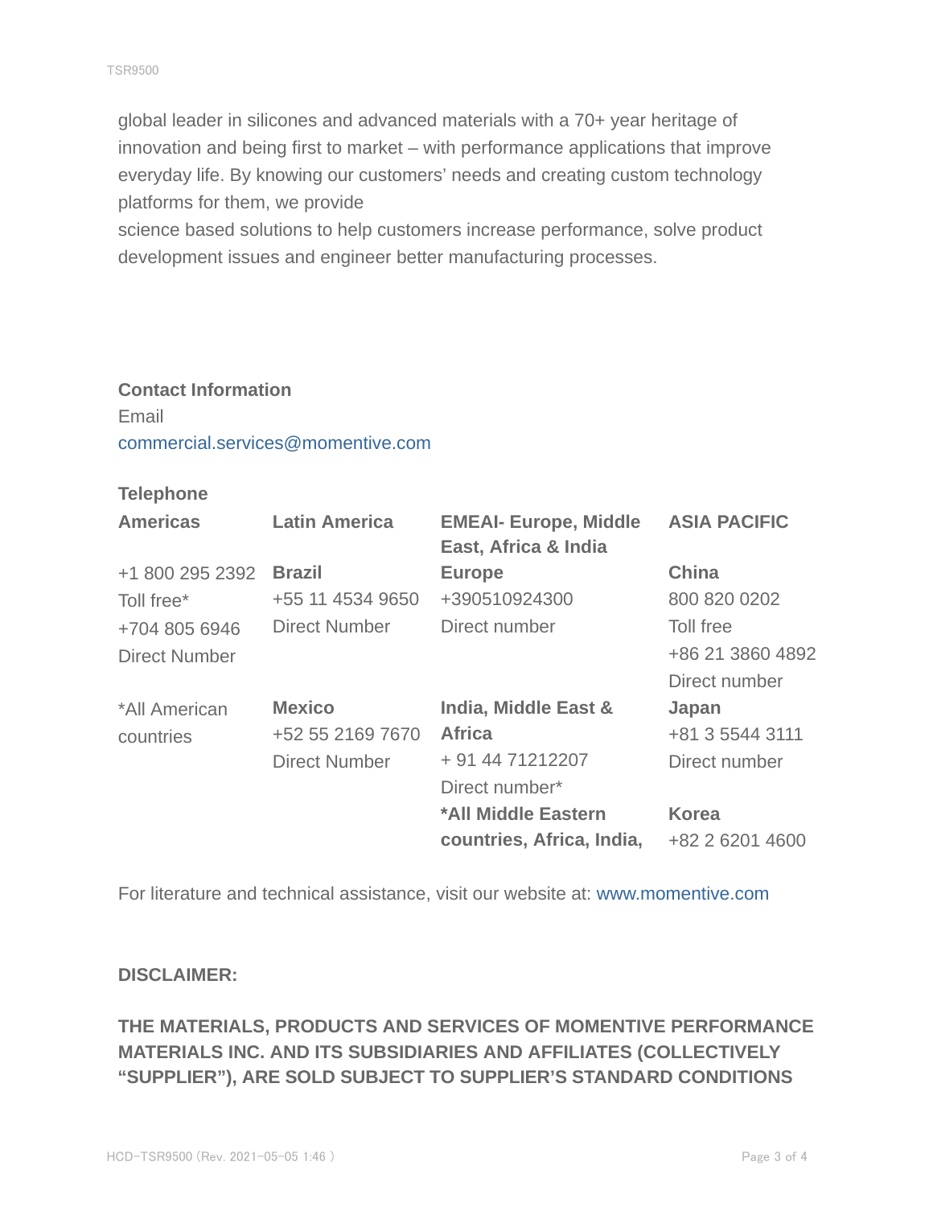global leader in silicones and advanced materials with a 70+ year heritage of innovation and being first to market – with performance applications that improve everyday life. By knowing our customers' needs and creating custom technology platforms for them, we provide
science based solutions to help customers increase performance, solve product development issues and engineer better manufacturing processes.

**Contact Information**

Email
commercial.services@momentive.com

**Telephone**

| **Americas** | **Latin America** | **EMEAI- Europe, Middle East, Africa & India** | **ASIA PACIFIC** |
|---|---|---|---|
| +1 800 295 2392<br>Toll free*<br>+704 805 6946<br>Direct Number | **Brazil**<br>+55 11 4534 9650<br>Direct Number | **Europe**<br>+390510924300<br>Direct number | **China**<br>800 820 0202<br>Toll free<br>+86 21 3860 4892<br>Direct number |
| *All American countries | **Mexico**<br>+52 55 2169 7670<br>Direct Number | **India, Middle East & Africa**<br>+ 91 44 71212207<br>Direct number* | **Japan**<br>+81 3 5544 3111<br>Direct number |
| | | ***All Middle Eastern countries, Africa, India,** | **Korea**<br>+82 2 6201 4600 |

For literature and technical assistance, visit our website at: www.momentive.com

**DISCLAIMER:**

**THE MATERIALS, PRODUCTS AND SERVICES OF MOMENTIVE PERFORMANCE MATERIALS INC. AND ITS SUBSIDIARIES AND AFFILIATES (COLLECTIVELY "SUPPLIER"), ARE SOLD SUBJECT TO SUPPLIER'S STANDARD CONDITIONS**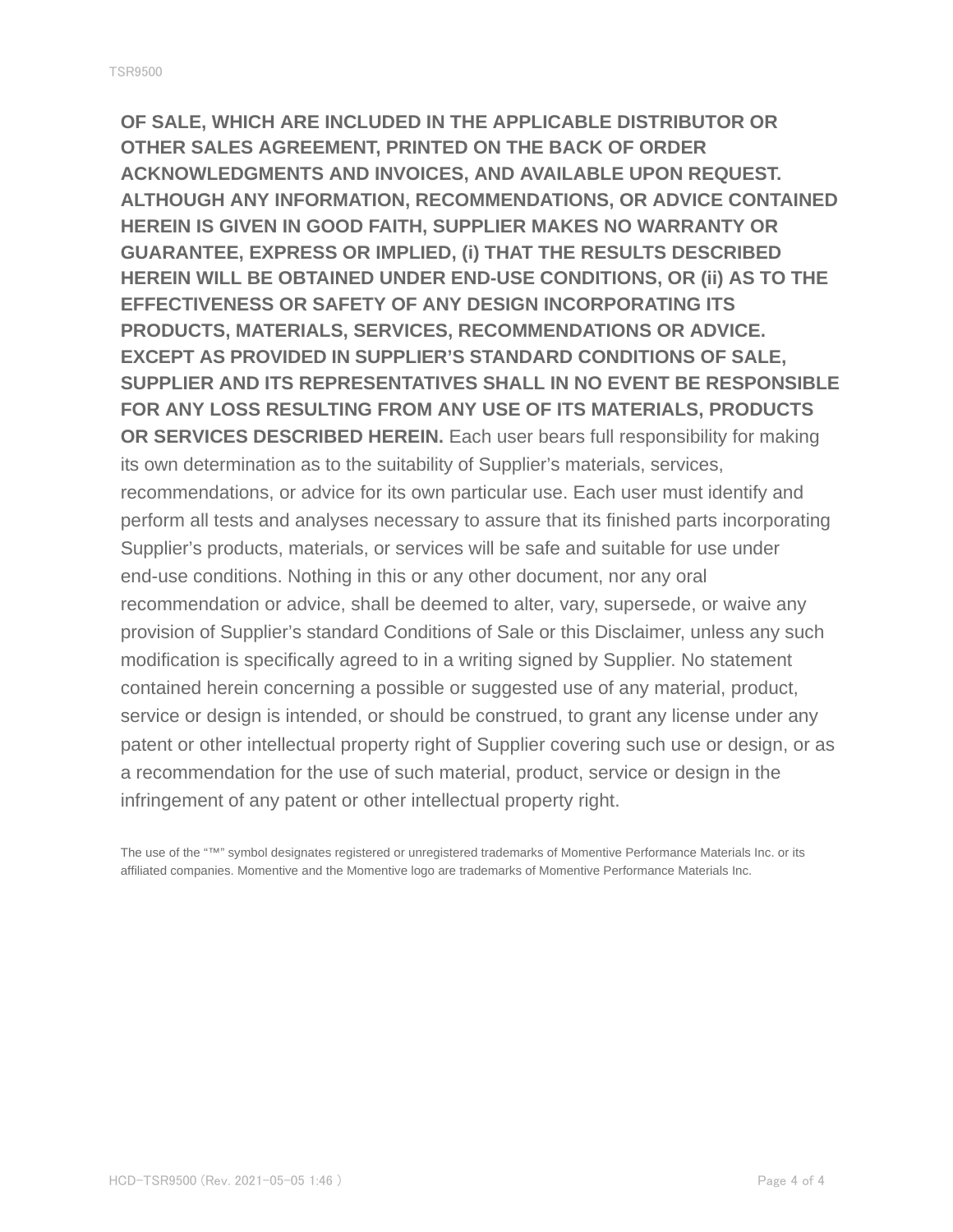**OF SALE, WHICH ARE INCLUDED IN THE APPLICABLE DISTRIBUTOR OR OTHER SALES AGREEMENT, PRINTED ON THE BACK OF ORDER ACKNOWLEDGMENTS AND INVOICES, AND AVAILABLE UPON REQUEST. ALTHOUGH ANY INFORMATION, RECOMMENDATIONS, OR ADVICE CONTAINED HEREIN IS GIVEN IN GOOD FAITH, SUPPLIER MAKES NO WARRANTY OR GUARANTEE, EXPRESS OR IMPLIED, (i) THAT THE RESULTS DESCRIBED HEREIN WILL BE OBTAINED UNDER END-USE CONDITIONS, OR (ii) AS TO THE EFFECTIVENESS OR SAFETY OF ANY DESIGN INCORPORATING ITS PRODUCTS, MATERIALS, SERVICES, RECOMMENDATIONS OR ADVICE. EXCEPT AS PROVIDED IN SUPPLIER'S STANDARD CONDITIONS OF SALE, SUPPLIER AND ITS REPRESENTATIVES SHALL IN NO EVENT BE RESPONSIBLE FOR ANY LOSS RESULTING FROM ANY USE OF ITS MATERIALS, PRODUCTS OR SERVICES DESCRIBED HEREIN.** Each user bears full responsibility for making its own determination as to the suitability of Supplier's materials, services, recommendations, or advice for its own particular use. Each user must identify and perform all tests and analyses necessary to assure that its finished parts incorporating Supplier's products, materials, or services will be safe and suitable for use under end-use conditions. Nothing in this or any other document, nor any oral recommendation or advice, shall be deemed to alter, vary, supersede, or waive any provision of Supplier's standard Conditions of Sale or this Disclaimer, unless any such modification is specifically agreed to in a writing signed by Supplier. No statement contained herein concerning a possible or suggested use of any material, product, service or design is intended, or should be construed, to grant any license under any patent or other intellectual property right of Supplier covering such use or design, or as a recommendation for the use of such material, product, service or design in the infringement of any patent or other intellectual property right.

The use of the "™" symbol designates registered or unregistered trademarks of Momentive Performance Materials Inc. or its affiliated companies. Momentive and the Momentive logo are trademarks of Momentive Performance Materials Inc.